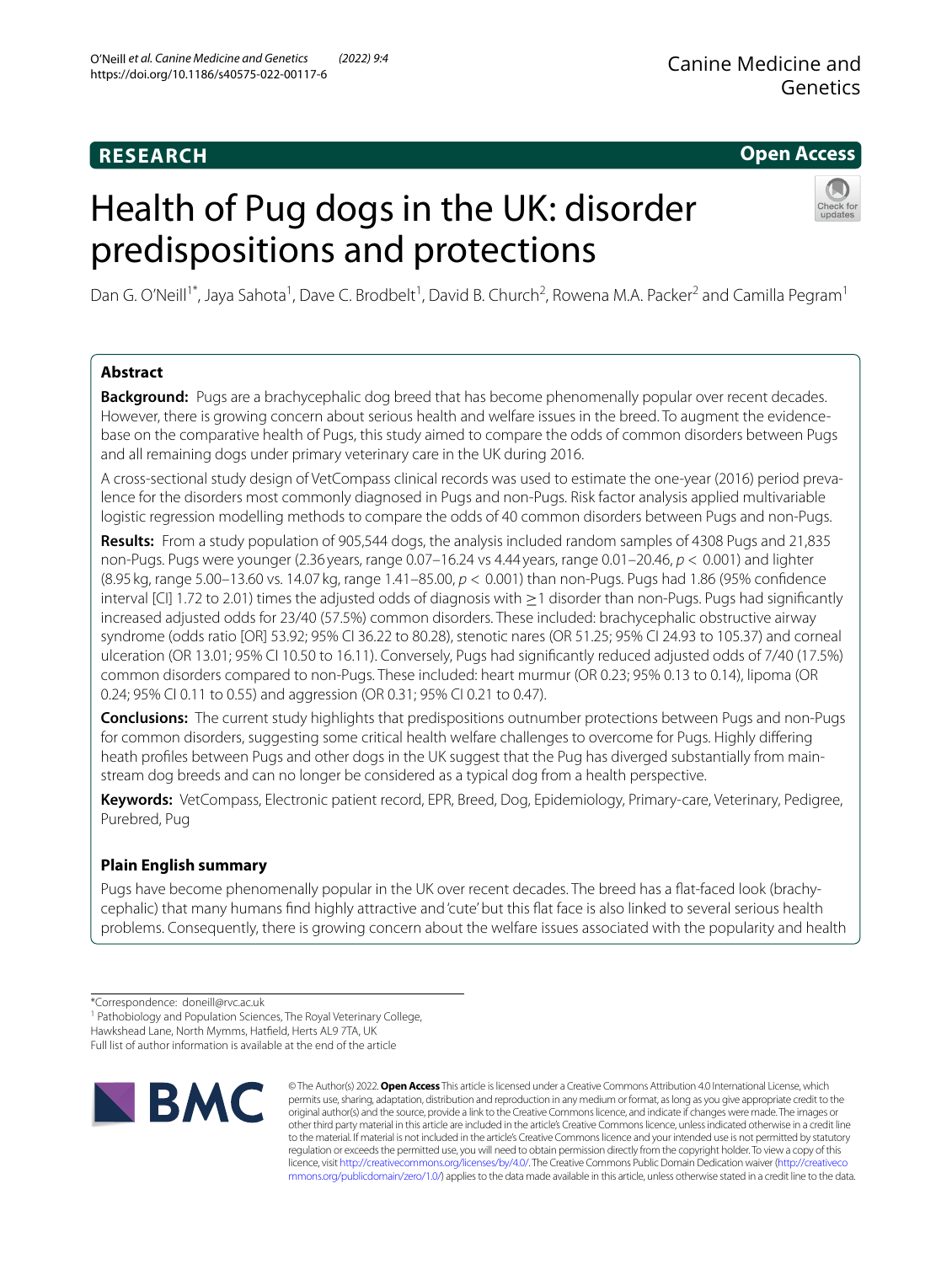**RESEARCH** | **Open Access**

# Health of Pug dogs in the UK: disorder predispositions and protections

Dan G. O'Neill[1*], Jaya Sahota[1], Dave C. Brodbelt[1], David B. Church[2], Rowena M.A. Packer[2] and Camilla Pegram[1]

## Abstract

**Background:** Pugs are a brachycephalic dog breed that has become phenomenally popular over recent decades. However, there is growing concern about serious health and welfare issues in the breed. To augment the evidence-base on the comparative health of Pugs, this study aimed to compare the odds of common disorders between Pugs and all remaining dogs under primary veterinary care in the UK during 2016.

A cross-sectional study design of VetCompass clinical records was used to estimate the one-year (2016) period prevalence for the disorders most commonly diagnosed in Pugs and non-Pugs. Risk factor analysis applied multivariable logistic regression modelling methods to compare the odds of 40 common disorders between Pugs and non-Pugs.

**Results:** From a study population of 905,544 dogs, the analysis included random samples of 4308 Pugs and 21,835 non-Pugs. Pugs were younger (2.36 years, range 0.07–16.24 vs 4.44 years, range 0.01–20.46, $p < 0.001$) and lighter (8.95 kg, range 5.00–13.60 vs. 14.07 kg, range 1.41–85.00, $p < 0.001$) than non-Pugs. Pugs had 1.86 (95% confidence interval [CI] 1.72 to 2.01) times the adjusted odds of diagnosis with ≥1 disorder than non-Pugs. Pugs had significantly increased adjusted odds for 23/40 (57.5%) common disorders. These included: brachycephalic obstructive airway syndrome (odds ratio [OR] 53.92; 95% CI 36.22 to 80.28), stenotic nares (OR 51.25; 95% CI 24.93 to 105.37) and corneal ulceration (OR 13.01; 95% CI 10.50 to 16.11). Conversely, Pugs had significantly reduced adjusted odds of 7/40 (17.5%) common disorders compared to non-Pugs. These included: heart murmur (OR 0.23; 95% 0.13 to 0.14), lipoma (OR 0.24; 95% CI 0.11 to 0.55) and aggression (OR 0.31; 95% CI 0.21 to 0.47).

**Conclusions:** The current study highlights that predispositions outnumber protections between Pugs and non-Pugs for common disorders, suggesting some critical health welfare challenges to overcome for Pugs. Highly differing heath profiles between Pugs and other dogs in the UK suggest that the Pug has diverged substantially from mainstream dog breeds and can no longer be considered as a typical dog from a health perspective.

**Keywords:** VetCompass, Electronic patient record, EPR, Breed, Dog, Epidemiology, Primary-care, Veterinary, Pedigree, Purebred, Pug

## Plain English summary

Pugs have become phenomenally popular in the UK over recent decades. The breed has a flat-faced look (brachycephalic) that many humans find highly attractive and 'cute' but this flat face is also linked to several serious health problems. Consequently, there is growing concern about the welfare issues associated with the popularity and health

*Correspondence: doneill@rvc.ac.uk
[1] Pathobiology and Population Sciences, The Royal Veterinary College, Hawkshead Lane, North Mymms, Hatfield, Herts AL9 7TA, UK
Full list of author information is available at the end of the article

© The Author(s) 2022. **Open Access** This article is licensed under a Creative Commons Attribution 4.0 International License, which permits use, sharing, adaptation, distribution and reproduction in any medium or format, as long as you give appropriate credit to the original author(s) and the source, provide a link to the Creative Commons licence, and indicate if changes were made. The images or other third party material in this article are included in the article's Creative Commons licence, unless indicated otherwise in a credit line to the material. If material is not included in the article's Creative Commons licence and your intended use is not permitted by statutory regulation or exceeds the permitted use, you will need to obtain permission directly from the copyright holder. To view a copy of this licence, visit http://creativecommons.org/licenses/by/4.0/. The Creative Commons Public Domain Dedication waiver (http://creativecommons.org/publicdomain/zero/1.0/) applies to the data made available in this article, unless otherwise stated in a credit line to the data.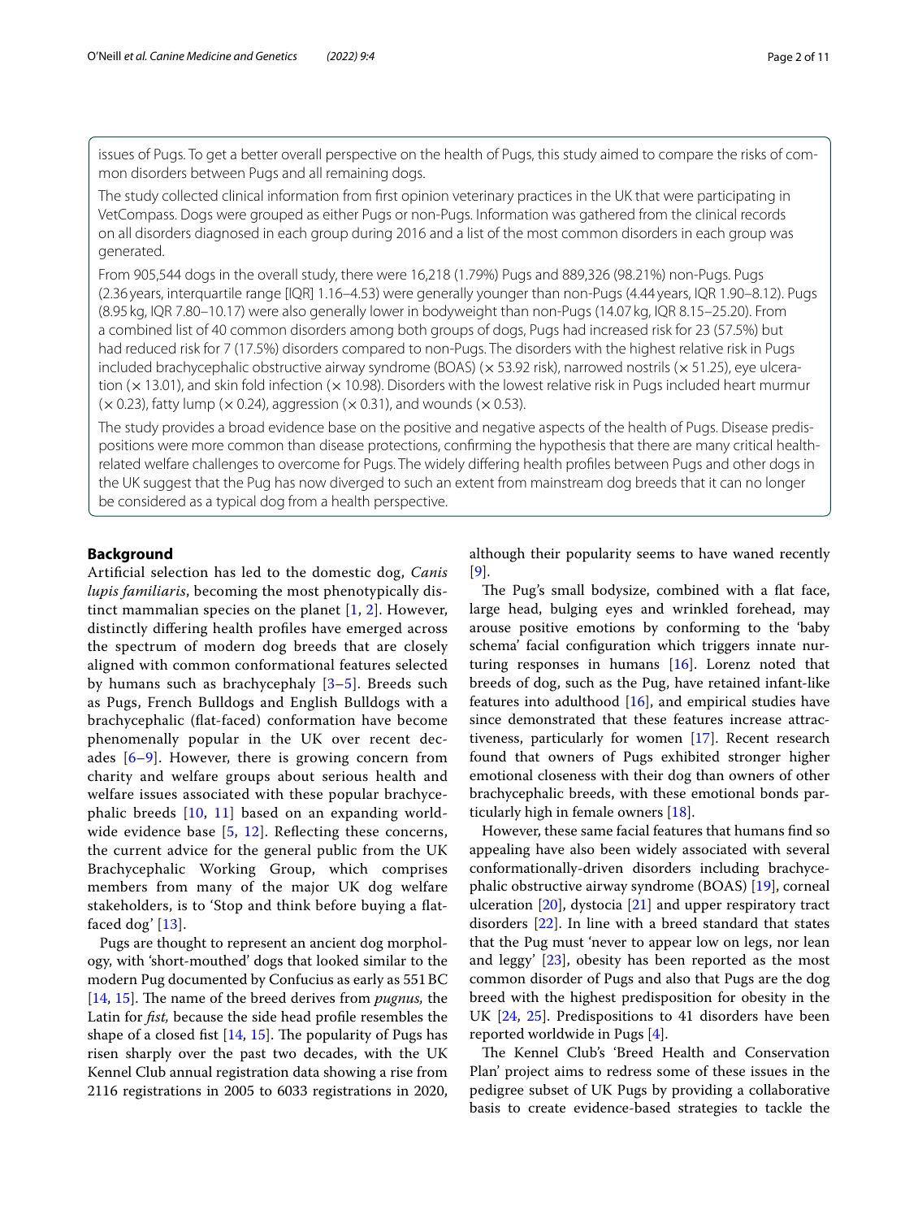issues of Pugs. To get a better overall perspective on the health of Pugs, this study aimed to compare the risks of common disorders between Pugs and all remaining dogs.

The study collected clinical information from first opinion veterinary practices in the UK that were participating in VetCompass. Dogs were grouped as either Pugs or non-Pugs. Information was gathered from the clinical records on all disorders diagnosed in each group during 2016 and a list of the most common disorders in each group was generated.

From 905,544 dogs in the overall study, there were 16,218 (1.79%) Pugs and 889,326 (98.21%) non-Pugs. Pugs (2.36 years, interquartile range [IQR] 1.16–4.53) were generally younger than non-Pugs (4.44 years, IQR 1.90–8.12). Pugs (8.95 kg, IQR 7.80–10.17) were also generally lower in bodyweight than non-Pugs (14.07 kg, IQR 8.15–25.20). From a combined list of 40 common disorders among both groups of dogs, Pugs had increased risk for 23 (57.5%) but had reduced risk for 7 (17.5%) disorders compared to non-Pugs. The disorders with the highest relative risk in Pugs included brachycephalic obstructive airway syndrome (BOAS) (× 53.92 risk), narrowed nostrils (× 51.25), eye ulceration (× 13.01), and skin fold infection (× 10.98). Disorders with the lowest relative risk in Pugs included heart murmur (× 0.23), fatty lump (× 0.24), aggression (× 0.31), and wounds (× 0.53).

The study provides a broad evidence base on the positive and negative aspects of the health of Pugs. Disease predispositions were more common than disease protections, confirming the hypothesis that there are many critical health-related welfare challenges to overcome for Pugs. The widely differing health profiles between Pugs and other dogs in the UK suggest that the Pug has now diverged to such an extent from mainstream dog breeds that it can no longer be considered as a typical dog from a health perspective.

## Background

Artificial selection has led to the domestic dog, *Canis lupis familiaris*, becoming the most phenotypically distinct mammalian species on the planet [1, 2]. However, distinctly differing health profiles have emerged across the spectrum of modern dog breeds that are closely aligned with common conformational features selected by humans such as brachycephaly [3–5]. Breeds such as Pugs, French Bulldogs and English Bulldogs with a brachycephalic (flat-faced) conformation have become phenomenally popular in the UK over recent decades [6–9]. However, there is growing concern from charity and welfare groups about serious health and welfare issues associated with these popular brachycephalic breeds [10, 11] based on an expanding worldwide evidence base [5, 12]. Reflecting these concerns, the current advice for the general public from the UK Brachycephalic Working Group, which comprises members from many of the major UK dog welfare stakeholders, is to 'Stop and think before buying a flat-faced dog' [13].

Pugs are thought to represent an ancient dog morphology, with 'short-mouthed' dogs that looked similar to the modern Pug documented by Confucius as early as 551 BC [14, 15]. The name of the breed derives from *pugnus,* the Latin for *fist,* because the side head profile resembles the shape of a closed fist [14, 15]. The popularity of Pugs has risen sharply over the past two decades, with the UK Kennel Club annual registration data showing a rise from 2116 registrations in 2005 to 6033 registrations in 2020, although their popularity seems to have waned recently [9].

The Pug's small bodysize, combined with a flat face, large head, bulging eyes and wrinkled forehead, may arouse positive emotions by conforming to the 'baby schema' facial configuration which triggers innate nurturing responses in humans [16]. Lorenz noted that breeds of dog, such as the Pug, have retained infant-like features into adulthood [16], and empirical studies have since demonstrated that these features increase attractiveness, particularly for women [17]. Recent research found that owners of Pugs exhibited stronger higher emotional closeness with their dog than owners of other brachycephalic breeds, with these emotional bonds particularly high in female owners [18].

However, these same facial features that humans find so appealing have also been widely associated with several conformationally-driven disorders including brachycephalic obstructive airway syndrome (BOAS) [19], corneal ulceration [20], dystocia [21] and upper respiratory tract disorders [22]. In line with a breed standard that states that the Pug must 'never to appear low on legs, nor lean and leggy' [23], obesity has been reported as the most common disorder of Pugs and also that Pugs are the dog breed with the highest predisposition for obesity in the UK [24, 25]. Predispositions to 41 disorders have been reported worldwide in Pugs [4].

The Kennel Club's 'Breed Health and Conservation Plan' project aims to redress some of these issues in the pedigree subset of UK Pugs by providing a collaborative basis to create evidence-based strategies to tackle the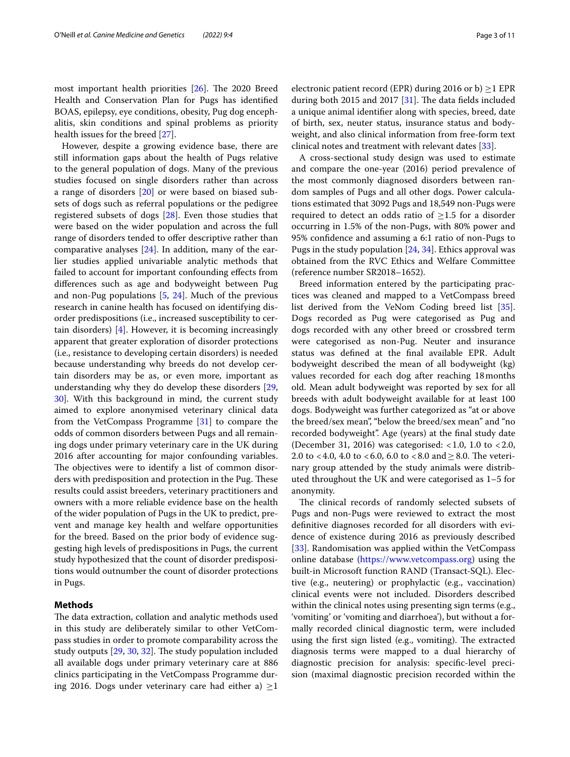most important health priorities [26]. The 2020 Breed Health and Conservation Plan for Pugs has identified BOAS, epilepsy, eye conditions, obesity, Pug dog encephalitis, skin conditions and spinal problems as priority health issues for the breed [27].

However, despite a growing evidence base, there are still information gaps about the health of Pugs relative to the general population of dogs. Many of the previous studies focused on single disorders rather than across a range of disorders [20] or were based on biased subsets of dogs such as referral populations or the pedigree registered subsets of dogs [28]. Even those studies that were based on the wider population and across the full range of disorders tended to offer descriptive rather than comparative analyses [24]. In addition, many of the earlier studies applied univariable analytic methods that failed to account for important confounding effects from differences such as age and bodyweight between Pug and non-Pug populations [5, 24]. Much of the previous research in canine health has focused on identifying disorder predispositions (i.e., increased susceptibility to certain disorders) [4]. However, it is becoming increasingly apparent that greater exploration of disorder protections (i.e., resistance to developing certain disorders) is needed because understanding why breeds do not develop certain disorders may be as, or even more, important as understanding why they do develop these disorders [29, 30]. With this background in mind, the current study aimed to explore anonymised veterinary clinical data from the VetCompass Programme [31] to compare the odds of common disorders between Pugs and all remaining dogs under primary veterinary care in the UK during 2016 after accounting for major confounding variables. The objectives were to identify a list of common disorders with predisposition and protection in the Pug. These results could assist breeders, veterinary practitioners and owners with a more reliable evidence base on the health of the wider population of Pugs in the UK to predict, prevent and manage key health and welfare opportunities for the breed. Based on the prior body of evidence suggesting high levels of predispositions in Pugs, the current study hypothesized that the count of disorder predispositions would outnumber the count of disorder protections in Pugs.

## Methods

The data extraction, collation and analytic methods used in this study are deliberately similar to other VetCompass studies in order to promote comparability across the study outputs [29, 30, 32]. The study population included all available dogs under primary veterinary care at 886 clinics participating in the VetCompass Programme during 2016. Dogs under veterinary care had either a) ≥1 electronic patient record (EPR) during 2016 or b) ≥1 EPR during both 2015 and 2017 [31]. The data fields included a unique animal identifier along with species, breed, date of birth, sex, neuter status, insurance status and bodyweight, and also clinical information from free-form text clinical notes and treatment with relevant dates [33].

A cross-sectional study design was used to estimate and compare the one-year (2016) period prevalence of the most commonly diagnosed disorders between random samples of Pugs and all other dogs. Power calculations estimated that 3092 Pugs and 18,549 non-Pugs were required to detect an odds ratio of ≥1.5 for a disorder occurring in 1.5% of the non-Pugs, with 80% power and 95% confidence and assuming a 6:1 ratio of non-Pugs to Pugs in the study population [24, 34]. Ethics approval was obtained from the RVC Ethics and Welfare Committee (reference number SR2018–1652).

Breed information entered by the participating practices was cleaned and mapped to a VetCompass breed list derived from the VeNom Coding breed list [35]. Dogs recorded as Pug were categorised as Pug and dogs recorded with any other breed or crossbred term were categorised as non-Pug. Neuter and insurance status was defined at the final available EPR. Adult bodyweight described the mean of all bodyweight (kg) values recorded for each dog after reaching 18 months old. Mean adult bodyweight was reported by sex for all breeds with adult bodyweight available for at least 100 dogs. Bodyweight was further categorized as "at or above the breed/sex mean", "below the breed/sex mean" and "no recorded bodyweight". Age (years) at the final study date (December 31, 2016) was categorised: <1.0, 1.0 to <2.0, 2.0 to <4.0, 4.0 to <6.0, 6.0 to <8.0 and ≥ 8.0. The veterinary group attended by the study animals were distributed throughout the UK and were categorised as 1–5 for anonymity.

The clinical records of randomly selected subsets of Pugs and non-Pugs were reviewed to extract the most definitive diagnoses recorded for all disorders with evidence of existence during 2016 as previously described [33]. Randomisation was applied within the VetCompass online database (https://www.vetcompass.org) using the built-in Microsoft function RAND (Transact-SQL). Elective (e.g., neutering) or prophylactic (e.g., vaccination) clinical events were not included. Disorders described within the clinical notes using presenting sign terms (e.g., 'vomiting' or 'vomiting and diarrhoea'), but without a formally recorded clinical diagnostic term, were included using the first sign listed (e.g., vomiting). The extracted diagnosis terms were mapped to a dual hierarchy of diagnostic precision for analysis: specific-level precision (maximal diagnostic precision recorded within the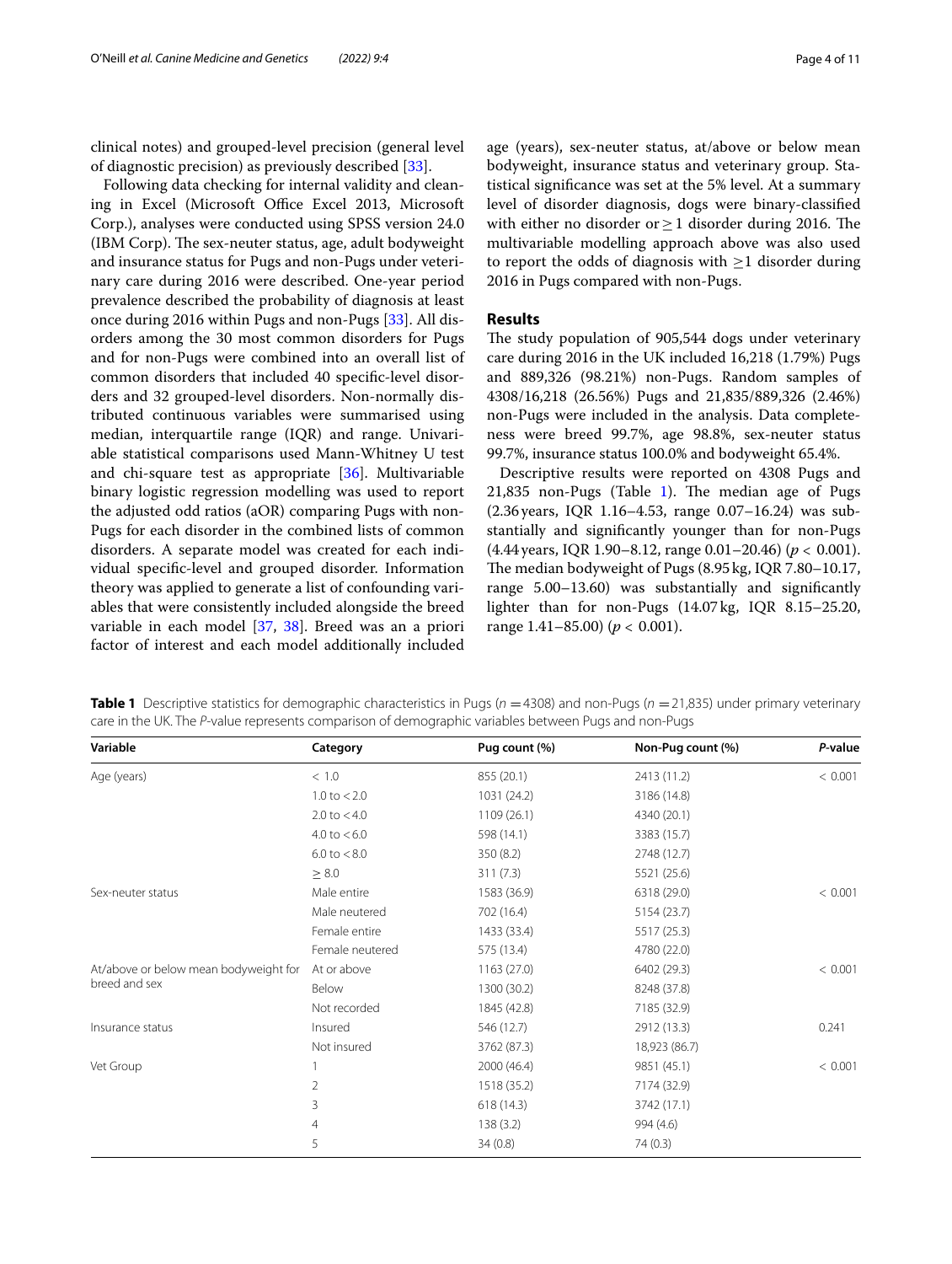clinical notes) and grouped-level precision (general level of diagnostic precision) as previously described [33].

Following data checking for internal validity and cleaning in Excel (Microsoft Office Excel 2013, Microsoft Corp.), analyses were conducted using SPSS version 24.0 (IBM Corp). The sex-neuter status, age, adult bodyweight and insurance status for Pugs and non-Pugs under veterinary care during 2016 were described. One-year period prevalence described the probability of diagnosis at least once during 2016 within Pugs and non-Pugs [33]. All disorders among the 30 most common disorders for Pugs and for non-Pugs were combined into an overall list of common disorders that included 40 specific-level disorders and 32 grouped-level disorders. Non-normally distributed continuous variables were summarised using median, interquartile range (IQR) and range. Univariable statistical comparisons used Mann-Whitney U test and chi-square test as appropriate [36]. Multivariable binary logistic regression modelling was used to report the adjusted odd ratios (aOR) comparing Pugs with non-Pugs for each disorder in the combined lists of common disorders. A separate model was created for each individual specific-level and grouped disorder. Information theory was applied to generate a list of confounding variables that were consistently included alongside the breed variable in each model [37, 38]. Breed was an a priori factor of interest and each model additionally included age (years), sex-neuter status, at/above or below mean bodyweight, insurance status and veterinary group. Statistical significance was set at the 5% level. At a summary level of disorder diagnosis, dogs were binary-classified with either no disorder or $\geq 1$ disorder during 2016. The multivariable modelling approach above was also used to report the odds of diagnosis with $\geq 1$ disorder during 2016 in Pugs compared with non-Pugs.

## Results

The study population of 905,544 dogs under veterinary care during 2016 in the UK included 16,218 (1.79%) Pugs and 889,326 (98.21%) non-Pugs. Random samples of 4308/16,218 (26.56%) Pugs and 21,835/889,326 (2.46%) non-Pugs were included in the analysis. Data completeness were breed 99.7%, age 98.8%, sex-neuter status 99.7%, insurance status 100.0% and bodyweight 65.4%.

Descriptive results were reported on 4308 Pugs and 21,835 non-Pugs (Table 1). The median age of Pugs (2.36 years, IQR 1.16–4.53, range 0.07–16.24) was substantially and significantly younger than for non-Pugs (4.44 years, IQR 1.90–8.12, range 0.01–20.46) ($p < 0.001$). The median bodyweight of Pugs (8.95 kg, IQR 7.80–10.17, range 5.00–13.60) was substantially and significantly lighter than for non-Pugs (14.07 kg, IQR 8.15–25.20, range 1.41–85.00) ($p < 0.001$).

**Table 1** Descriptive statistics for demographic characteristics in Pugs ($n = 4308$) and non-Pugs ($n = 21,835$) under primary veterinary care in the UK. The *P*-value represents comparison of demographic variables between Pugs and non-Pugs

| Variable | Category | Pug count (%) | Non-Pug count (%) | *P*-value |
|---|---|---|---|---|
| Age (years) | < 1.0 | 855 (20.1) | 2413 (11.2) | < 0.001 |
| | 1.0 to < 2.0 | 1031 (24.2) | 3186 (14.8) | |
| | 2.0 to < 4.0 | 1109 (26.1) | 4340 (20.1) | |
| | 4.0 to < 6.0 | 598 (14.1) | 3383 (15.7) | |
| | 6.0 to < 8.0 | 350 (8.2) | 2748 (12.7) | |
| | ≥ 8.0 | 311 (7.3) | 5521 (25.6) | |
| Sex-neuter status | Male entire | 1583 (36.9) | 6318 (29.0) | < 0.001 |
| | Male neutered | 702 (16.4) | 5154 (23.7) | |
| | Female entire | 1433 (33.4) | 5517 (25.3) | |
| | Female neutered | 575 (13.4) | 4780 (22.0) | |
| At/above or below mean bodyweight for breed and sex | At or above | 1163 (27.0) | 6402 (29.3) | < 0.001 |
| | Below | 1300 (30.2) | 8248 (37.8) | |
| | Not recorded | 1845 (42.8) | 7185 (32.9) | |
| Insurance status | Insured | 546 (12.7) | 2912 (13.3) | 0.241 |
| | Not insured | 3762 (87.3) | 18,923 (86.7) | |
| Vet Group | 1 | 2000 (46.4) | 9851 (45.1) | < 0.001 |
| | 2 | 1518 (35.2) | 7174 (32.9) | |
| | 3 | 618 (14.3) | 3742 (17.1) | |
| | 4 | 138 (3.2) | 994 (4.6) | |
| | 5 | 34 (0.8) | 74 (0.3) | |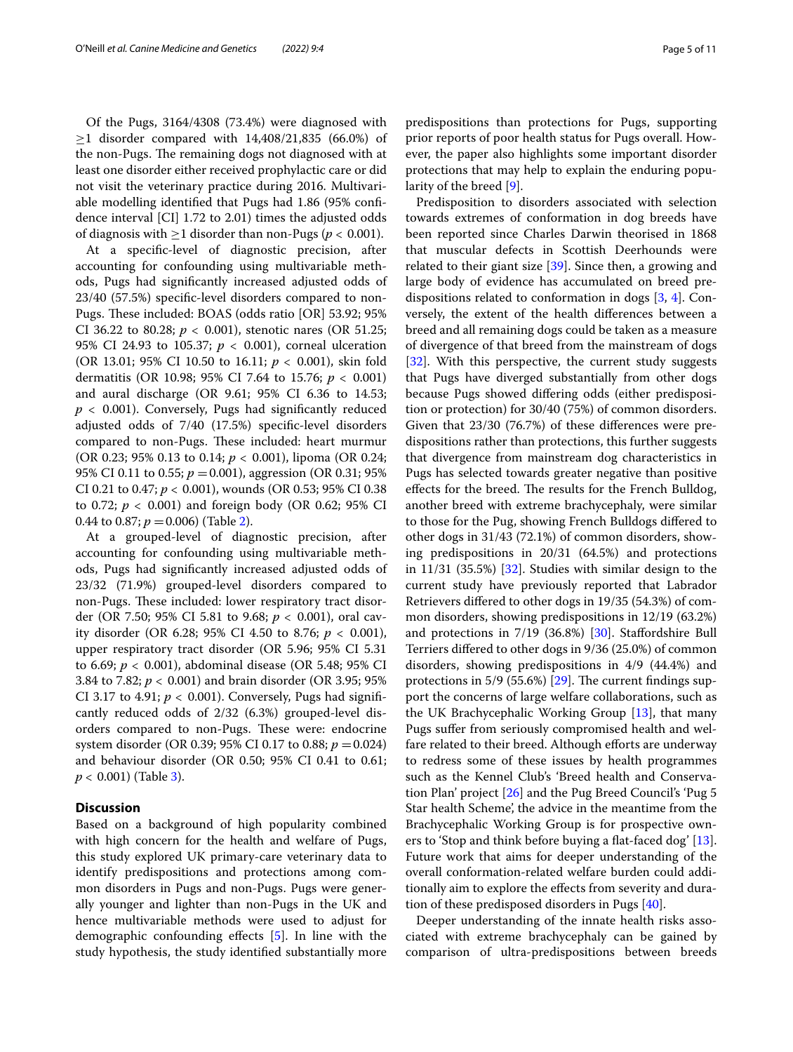Of the Pugs, 3164/4308 (73.4%) were diagnosed with $\geq$1 disorder compared with 14,408/21,835 (66.0%) of the non-Pugs. The remaining dogs not diagnosed with at least one disorder either received prophylactic care or did not visit the veterinary practice during 2016. Multivariable modelling identified that Pugs had 1.86 (95% confidence interval [CI] 1.72 to 2.01) times the adjusted odds of diagnosis with $\geq$1 disorder than non-Pugs ($p < 0.001$).

At a specific-level of diagnostic precision, after accounting for confounding using multivariable methods, Pugs had significantly increased adjusted odds of 23/40 (57.5%) specific-level disorders compared to non-Pugs. These included: BOAS (odds ratio [OR] 53.92; 95% CI 36.22 to 80.28; $p < 0.001$), stenotic nares (OR 51.25; 95% CI 24.93 to 105.37; $p < 0.001$), corneal ulceration (OR 13.01; 95% CI 10.50 to 16.11; $p < 0.001$), skin fold dermatitis (OR 10.98; 95% CI 7.64 to 15.76; $p < 0.001$) and aural discharge (OR 9.61; 95% CI 6.36 to 14.53; $p < 0.001$). Conversely, Pugs had significantly reduced adjusted odds of 7/40 (17.5%) specific-level disorders compared to non-Pugs. These included: heart murmur (OR 0.23; 95% 0.13 to 0.14; $p < 0.001$), lipoma (OR 0.24; 95% CI 0.11 to 0.55; $p = 0.001$), aggression (OR 0.31; 95% CI 0.21 to 0.47; $p < 0.001$), wounds (OR 0.53; 95% CI 0.38 to 0.72; $p < 0.001$) and foreign body (OR 0.62; 95% CI 0.44 to 0.87; $p = 0.006$) (Table 2).

At a grouped-level of diagnostic precision, after accounting for confounding using multivariable methods, Pugs had significantly increased adjusted odds of 23/32 (71.9%) grouped-level disorders compared to non-Pugs. These included: lower respiratory tract disorder (OR 7.50; 95% CI 5.81 to 9.68; $p < 0.001$), oral cavity disorder (OR 6.28; 95% CI 4.50 to 8.76; $p < 0.001$), upper respiratory tract disorder (OR 5.96; 95% CI 5.31 to 6.69; $p < 0.001$), abdominal disease (OR 5.48; 95% CI 3.84 to 7.82; $p < 0.001$) and brain disorder (OR 3.95; 95% CI 3.17 to 4.91; $p < 0.001$). Conversely, Pugs had significantly reduced odds of 2/32 (6.3%) grouped-level disorders compared to non-Pugs. These were: endocrine system disorder (OR 0.39; 95% CI 0.17 to 0.88; $p = 0.024$) and behaviour disorder (OR 0.50; 95% CI 0.41 to 0.61; $p < 0.001$) (Table 3).

## Discussion

Based on a background of high popularity combined with high concern for the health and welfare of Pugs, this study explored UK primary-care veterinary data to identify predispositions and protections among common disorders in Pugs and non-Pugs. Pugs were generally younger and lighter than non-Pugs in the UK and hence multivariable methods were used to adjust for demographic confounding effects [5]. In line with the study hypothesis, the study identified substantially more predispositions than protections for Pugs, supporting prior reports of poor health status for Pugs overall. However, the paper also highlights some important disorder protections that may help to explain the enduring popularity of the breed [9].

Predisposition to disorders associated with selection towards extremes of conformation in dog breeds have been reported since Charles Darwin theorised in 1868 that muscular defects in Scottish Deerhounds were related to their giant size [39]. Since then, a growing and large body of evidence has accumulated on breed predispositions related to conformation in dogs [3, 4]. Conversely, the extent of the health differences between a breed and all remaining dogs could be taken as a measure of divergence of that breed from the mainstream of dogs [32]. With this perspective, the current study suggests that Pugs have diverged substantially from other dogs because Pugs showed differing odds (either predisposition or protection) for 30/40 (75%) of common disorders. Given that 23/30 (76.7%) of these differences were predispositions rather than protections, this further suggests that divergence from mainstream dog characteristics in Pugs has selected towards greater negative than positive effects for the breed. The results for the French Bulldog, another breed with extreme brachycephaly, were similar to those for the Pug, showing French Bulldogs differed to other dogs in 31/43 (72.1%) of common disorders, showing predispositions in 20/31 (64.5%) and protections in 11/31 (35.5%) [32]. Studies with similar design to the current study have previously reported that Labrador Retrievers differed to other dogs in 19/35 (54.3%) of common disorders, showing predispositions in 12/19 (63.2%) and protections in 7/19 (36.8%) [30]. Staffordshire Bull Terriers differed to other dogs in 9/36 (25.0%) of common disorders, showing predispositions in 4/9 (44.4%) and protections in 5/9 (55.6%) [29]. The current findings support the concerns of large welfare collaborations, such as the UK Brachycephalic Working Group [13], that many Pugs suffer from seriously compromised health and welfare related to their breed. Although efforts are underway to redress some of these issues by health programmes such as the Kennel Club's 'Breed health and Conservation Plan' project [26] and the Pug Breed Council's 'Pug 5 Star health Scheme', the advice in the meantime from the Brachycephalic Working Group is for prospective owners to 'Stop and think before buying a flat-faced dog' [13]. Future work that aims for deeper understanding of the overall conformation-related welfare burden could additionally aim to explore the effects from severity and duration of these predisposed disorders in Pugs [40].

Deeper understanding of the innate health risks associated with extreme brachycephaly can be gained by comparison of ultra-predispositions between breeds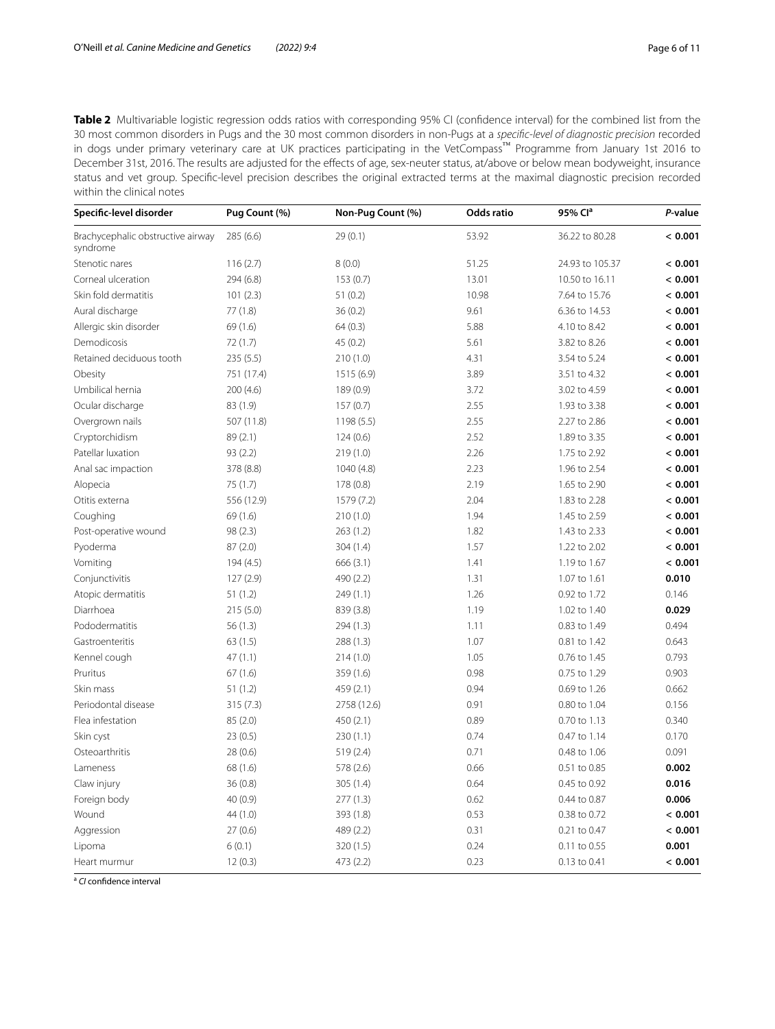**Table 2** Multivariable logistic regression odds ratios with corresponding 95% CI (confidence interval) for the combined list from the 30 most common disorders in Pugs and the 30 most common disorders in non-Pugs at a *specific-level of diagnostic precision* recorded in dogs under primary veterinary care at UK practices participating in the VetCompass™ Programme from January 1st 2016 to December 31st, 2016. The results are adjusted for the effects of age, sex-neuter status, at/above or below mean bodyweight, insurance status and vet group. Specific-level precision describes the original extracted terms at the maximal diagnostic precision recorded within the clinical notes

| Specific-level disorder | Pug Count (%) | Non-Pug Count (%) | Odds ratio | 95% CI[a] | *P*-value |
|---|---|---|---|---|---|
| Brachycephalic obstructive airway syndrome | 285 (6.6) | 29 (0.1) | 53.92 | 36.22 to 80.28 | **< 0.001** |
| Stenotic nares | 116 (2.7) | 8 (0.0) | 51.25 | 24.93 to 105.37 | **< 0.001** |
| Corneal ulceration | 294 (6.8) | 153 (0.7) | 13.01 | 10.50 to 16.11 | **< 0.001** |
| Skin fold dermatitis | 101 (2.3) | 51 (0.2) | 10.98 | 7.64 to 15.76 | **< 0.001** |
| Aural discharge | 77 (1.8) | 36 (0.2) | 9.61 | 6.36 to 14.53 | **< 0.001** |
| Allergic skin disorder | 69 (1.6) | 64 (0.3) | 5.88 | 4.10 to 8.42 | **< 0.001** |
| Demodicosis | 72 (1.7) | 45 (0.2) | 5.61 | 3.82 to 8.26 | **< 0.001** |
| Retained deciduous tooth | 235 (5.5) | 210 (1.0) | 4.31 | 3.54 to 5.24 | **< 0.001** |
| Obesity | 751 (17.4) | 1515 (6.9) | 3.89 | 3.51 to 4.32 | **< 0.001** |
| Umbilical hernia | 200 (4.6) | 189 (0.9) | 3.72 | 3.02 to 4.59 | **< 0.001** |
| Ocular discharge | 83 (1.9) | 157 (0.7) | 2.55 | 1.93 to 3.38 | **< 0.001** |
| Overgrown nails | 507 (11.8) | 1198 (5.5) | 2.55 | 2.27 to 2.86 | **< 0.001** |
| Cryptorchidism | 89 (2.1) | 124 (0.6) | 2.52 | 1.89 to 3.35 | **< 0.001** |
| Patellar luxation | 93 (2.2) | 219 (1.0) | 2.26 | 1.75 to 2.92 | **< 0.001** |
| Anal sac impaction | 378 (8.8) | 1040 (4.8) | 2.23 | 1.96 to 2.54 | **< 0.001** |
| Alopecia | 75 (1.7) | 178 (0.8) | 2.19 | 1.65 to 2.90 | **< 0.001** |
| Otitis externa | 556 (12.9) | 1579 (7.2) | 2.04 | 1.83 to 2.28 | **< 0.001** |
| Coughing | 69 (1.6) | 210 (1.0) | 1.94 | 1.45 to 2.59 | **< 0.001** |
| Post-operative wound | 98 (2.3) | 263 (1.2) | 1.82 | 1.43 to 2.33 | **< 0.001** |
| Pyoderma | 87 (2.0) | 304 (1.4) | 1.57 | 1.22 to 2.02 | **< 0.001** |
| Vomiting | 194 (4.5) | 666 (3.1) | 1.41 | 1.19 to 1.67 | **< 0.001** |
| Conjunctivitis | 127 (2.9) | 490 (2.2) | 1.31 | 1.07 to 1.61 | **0.010** |
| Atopic dermatitis | 51 (1.2) | 249 (1.1) | 1.26 | 0.92 to 1.72 | 0.146 |
| Diarrhoea | 215 (5.0) | 839 (3.8) | 1.19 | 1.02 to 1.40 | **0.029** |
| Pododermatitis | 56 (1.3) | 294 (1.3) | 1.11 | 0.83 to 1.49 | 0.494 |
| Gastroenteritis | 63 (1.5) | 288 (1.3) | 1.07 | 0.81 to 1.42 | 0.643 |
| Kennel cough | 47 (1.1) | 214 (1.0) | 1.05 | 0.76 to 1.45 | 0.793 |
| Pruritus | 67 (1.6) | 359 (1.6) | 0.98 | 0.75 to 1.29 | 0.903 |
| Skin mass | 51 (1.2) | 459 (2.1) | 0.94 | 0.69 to 1.26 | 0.662 |
| Periodontal disease | 315 (7.3) | 2758 (12.6) | 0.91 | 0.80 to 1.04 | 0.156 |
| Flea infestation | 85 (2.0) | 450 (2.1) | 0.89 | 0.70 to 1.13 | 0.340 |
| Skin cyst | 23 (0.5) | 230 (1.1) | 0.74 | 0.47 to 1.14 | 0.170 |
| Osteoarthritis | 28 (0.6) | 519 (2.4) | 0.71 | 0.48 to 1.06 | 0.091 |
| Lameness | 68 (1.6) | 578 (2.6) | 0.66 | 0.51 to 0.85 | **0.002** |
| Claw injury | 36 (0.8) | 305 (1.4) | 0.64 | 0.45 to 0.92 | **0.016** |
| Foreign body | 40 (0.9) | 277 (1.3) | 0.62 | 0.44 to 0.87 | **0.006** |
| Wound | 44 (1.0) | 393 (1.8) | 0.53 | 0.38 to 0.72 | **< 0.001** |
| Aggression | 27 (0.6) | 489 (2.2) | 0.31 | 0.21 to 0.47 | **< 0.001** |
| Lipoma | 6 (0.1) | 320 (1.5) | 0.24 | 0.11 to 0.55 | **0.001** |
| Heart murmur | 12 (0.3) | 473 (2.2) | 0.23 | 0.13 to 0.41 | **< 0.001** |

[a] *CI* confidence interval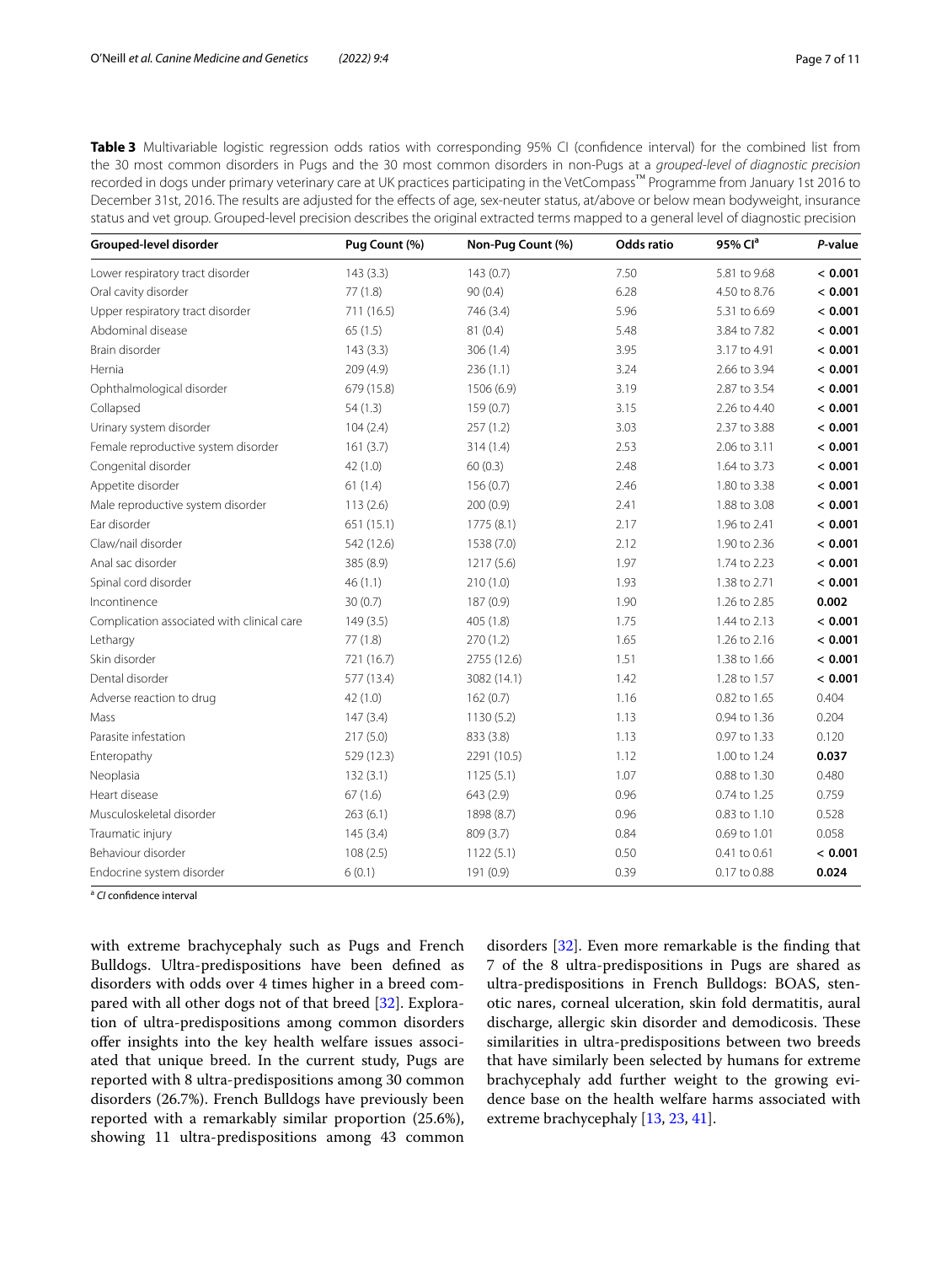**Table 3** Multivariable logistic regression odds ratios with corresponding 95% CI (confidence interval) for the combined list from the 30 most common disorders in Pugs and the 30 most common disorders in non-Pugs at a *grouped-level of diagnostic precision* recorded in dogs under primary veterinary care at UK practices participating in the VetCompass™ Programme from January 1st 2016 to December 31st, 2016. The results are adjusted for the effects of age, sex-neuter status, at/above or below mean bodyweight, insurance status and vet group. Grouped-level precision describes the original extracted terms mapped to a general level of diagnostic precision

| Grouped-level disorder | Pug Count (%) | Non-Pug Count (%) | Odds ratio | 95% CI[a] | *P*-value |
|---|---|---|---|---|---|
| Lower respiratory tract disorder | 143 (3.3) | 143 (0.7) | 7.50 | 5.81 to 9.68 | **< 0.001** |
| Oral cavity disorder | 77 (1.8) | 90 (0.4) | 6.28 | 4.50 to 8.76 | **< 0.001** |
| Upper respiratory tract disorder | 711 (16.5) | 746 (3.4) | 5.96 | 5.31 to 6.69 | **< 0.001** |
| Abdominal disease | 65 (1.5) | 81 (0.4) | 5.48 | 3.84 to 7.82 | **< 0.001** |
| Brain disorder | 143 (3.3) | 306 (1.4) | 3.95 | 3.17 to 4.91 | **< 0.001** |
| Hernia | 209 (4.9) | 236 (1.1) | 3.24 | 2.66 to 3.94 | **< 0.001** |
| Ophthalmological disorder | 679 (15.8) | 1506 (6.9) | 3.19 | 2.87 to 3.54 | **< 0.001** |
| Collapsed | 54 (1.3) | 159 (0.7) | 3.15 | 2.26 to 4.40 | **< 0.001** |
| Urinary system disorder | 104 (2.4) | 257 (1.2) | 3.03 | 2.37 to 3.88 | **< 0.001** |
| Female reproductive system disorder | 161 (3.7) | 314 (1.4) | 2.53 | 2.06 to 3.11 | **< 0.001** |
| Congenital disorder | 42 (1.0) | 60 (0.3) | 2.48 | 1.64 to 3.73 | **< 0.001** |
| Appetite disorder | 61 (1.4) | 156 (0.7) | 2.46 | 1.80 to 3.38 | **< 0.001** |
| Male reproductive system disorder | 113 (2.6) | 200 (0.9) | 2.41 | 1.88 to 3.08 | **< 0.001** |
| Ear disorder | 651 (15.1) | 1775 (8.1) | 2.17 | 1.96 to 2.41 | **< 0.001** |
| Claw/nail disorder | 542 (12.6) | 1538 (7.0) | 2.12 | 1.90 to 2.36 | **< 0.001** |
| Anal sac disorder | 385 (8.9) | 1217 (5.6) | 1.97 | 1.74 to 2.23 | **< 0.001** |
| Spinal cord disorder | 46 (1.1) | 210 (1.0) | 1.93 | 1.38 to 2.71 | **< 0.001** |
| Incontinence | 30 (0.7) | 187 (0.9) | 1.90 | 1.26 to 2.85 | **0.002** |
| Complication associated with clinical care | 149 (3.5) | 405 (1.8) | 1.75 | 1.44 to 2.13 | **< 0.001** |
| Lethargy | 77 (1.8) | 270 (1.2) | 1.65 | 1.26 to 2.16 | **< 0.001** |
| Skin disorder | 721 (16.7) | 2755 (12.6) | 1.51 | 1.38 to 1.66 | **< 0.001** |
| Dental disorder | 577 (13.4) | 3082 (14.1) | 1.42 | 1.28 to 1.57 | **< 0.001** |
| Adverse reaction to drug | 42 (1.0) | 162 (0.7) | 1.16 | 0.82 to 1.65 | 0.404 |
| Mass | 147 (3.4) | 1130 (5.2) | 1.13 | 0.94 to 1.36 | 0.204 |
| Parasite infestation | 217 (5.0) | 833 (3.8) | 1.13 | 0.97 to 1.33 | 0.120 |
| Enteropathy | 529 (12.3) | 2291 (10.5) | 1.12 | 1.00 to 1.24 | **0.037** |
| Neoplasia | 132 (3.1) | 1125 (5.1) | 1.07 | 0.88 to 1.30 | 0.480 |
| Heart disease | 67 (1.6) | 643 (2.9) | 0.96 | 0.74 to 1.25 | 0.759 |
| Musculoskeletal disorder | 263 (6.1) | 1898 (8.7) | 0.96 | 0.83 to 1.10 | 0.528 |
| Traumatic injury | 145 (3.4) | 809 (3.7) | 0.84 | 0.69 to 1.01 | 0.058 |
| Behaviour disorder | 108 (2.5) | 1122 (5.1) | 0.50 | 0.41 to 0.61 | **< 0.001** |
| Endocrine system disorder | 6 (0.1) | 191 (0.9) | 0.39 | 0.17 to 0.88 | **0.024** |

[a] *CI* confidence interval

with extreme brachycephaly such as Pugs and French Bulldogs. Ultra-predispositions have been defined as disorders with odds over 4 times higher in a breed compared with all other dogs not of that breed [32]. Exploration of ultra-predispositions among common disorders offer insights into the key health welfare issues associated that unique breed. In the current study, Pugs are reported with 8 ultra-predispositions among 30 common disorders (26.7%). French Bulldogs have previously been reported with a remarkably similar proportion (25.6%), showing 11 ultra-predispositions among 43 common disorders [32]. Even more remarkable is the finding that 7 of the 8 ultra-predispositions in Pugs are shared as ultra-predispositions in French Bulldogs: BOAS, stenotic nares, corneal ulceration, skin fold dermatitis, aural discharge, allergic skin disorder and demodicosis. These similarities in ultra-predispositions between two breeds that have similarly been selected by humans for extreme brachycephaly add further weight to the growing evidence base on the health welfare harms associated with extreme brachycephaly [13, 23, 41].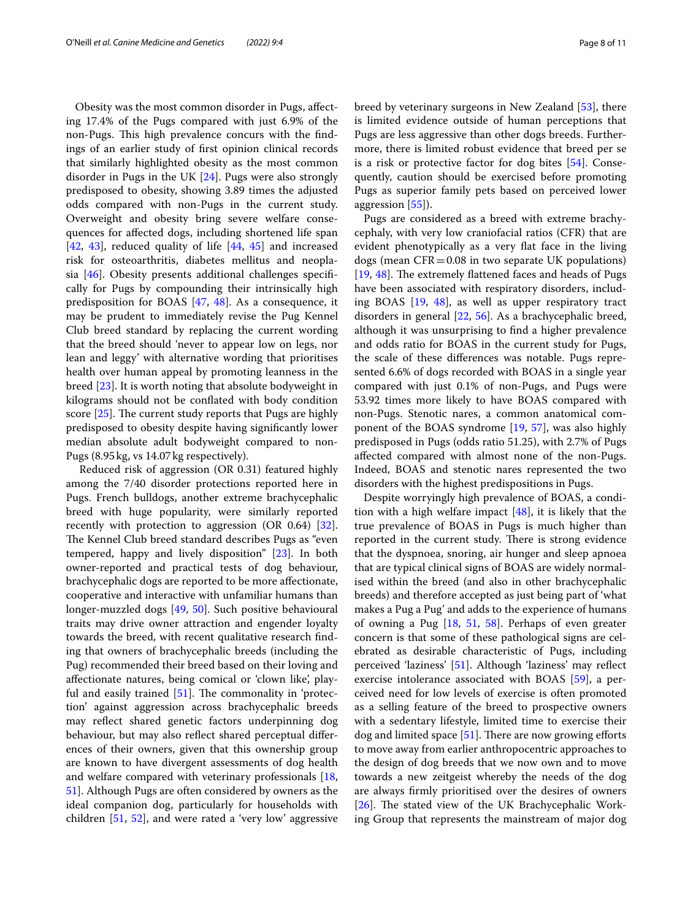Obesity was the most common disorder in Pugs, affecting 17.4% of the Pugs compared with just 6.9% of the non-Pugs. This high prevalence concurs with the findings of an earlier study of first opinion clinical records that similarly highlighted obesity as the most common disorder in Pugs in the UK [24]. Pugs were also strongly predisposed to obesity, showing 3.89 times the adjusted odds compared with non-Pugs in the current study. Overweight and obesity bring severe welfare consequences for affected dogs, including shortened life span [42, 43], reduced quality of life [44, 45] and increased risk for osteoarthritis, diabetes mellitus and neoplasia [46]. Obesity presents additional challenges specifically for Pugs by compounding their intrinsically high predisposition for BOAS [47, 48]. As a consequence, it may be prudent to immediately revise the Pug Kennel Club breed standard by replacing the current wording that the breed should 'never to appear low on legs, nor lean and leggy' with alternative wording that prioritises health over human appeal by promoting leanness in the breed [23]. It is worth noting that absolute bodyweight in kilograms should not be conflated with body condition score [25]. The current study reports that Pugs are highly predisposed to obesity despite having significantly lower median absolute adult bodyweight compared to non-Pugs (8.95 kg, vs 14.07 kg respectively).

Reduced risk of aggression (OR 0.31) featured highly among the 7/40 disorder protections reported here in Pugs. French bulldogs, another extreme brachycephalic breed with huge popularity, were similarly reported recently with protection to aggression (OR 0.64) [32]. The Kennel Club breed standard describes Pugs as "even tempered, happy and lively disposition" [23]. In both owner-reported and practical tests of dog behaviour, brachycephalic dogs are reported to be more affectionate, cooperative and interactive with unfamiliar humans than longer-muzzled dogs [49, 50]. Such positive behavioural traits may drive owner attraction and engender loyalty towards the breed, with recent qualitative research finding that owners of brachycephalic breeds (including the Pug) recommended their breed based on their loving and affectionate natures, being comical or 'clown like', playful and easily trained [51]. The commonality in 'protection' against aggression across brachycephalic breeds may reflect shared genetic factors underpinning dog behaviour, but may also reflect shared perceptual differences of their owners, given that this ownership group are known to have divergent assessments of dog health and welfare compared with veterinary professionals [18, 51]. Although Pugs are often considered by owners as the ideal companion dog, particularly for households with children [51, 52], and were rated a 'very low' aggressive breed by veterinary surgeons in New Zealand [53], there is limited evidence outside of human perceptions that Pugs are less aggressive than other dogs breeds. Furthermore, there is limited robust evidence that breed per se is a risk or protective factor for dog bites [54]. Consequently, caution should be exercised before promoting Pugs as superior family pets based on perceived lower aggression [55]).

Pugs are considered as a breed with extreme brachycephaly, with very low craniofacial ratios (CFR) that are evident phenotypically as a very flat face in the living dogs (mean CFR = 0.08 in two separate UK populations) [19, 48]. The extremely flattened faces and heads of Pugs have been associated with respiratory disorders, including BOAS [19, 48], as well as upper respiratory tract disorders in general [22, 56]. As a brachycephalic breed, although it was unsurprising to find a higher prevalence and odds ratio for BOAS in the current study for Pugs, the scale of these differences was notable. Pugs represented 6.6% of dogs recorded with BOAS in a single year compared with just 0.1% of non-Pugs, and Pugs were 53.92 times more likely to have BOAS compared with non-Pugs. Stenotic nares, a common anatomical component of the BOAS syndrome [19, 57], was also highly predisposed in Pugs (odds ratio 51.25), with 2.7% of Pugs affected compared with almost none of the non-Pugs. Indeed, BOAS and stenotic nares represented the two disorders with the highest predispositions in Pugs.

Despite worryingly high prevalence of BOAS, a condition with a high welfare impact [48], it is likely that the true prevalence of BOAS in Pugs is much higher than reported in the current study. There is strong evidence that the dyspnoea, snoring, air hunger and sleep apnoea that are typical clinical signs of BOAS are widely normalised within the breed (and also in other brachycephalic breeds) and therefore accepted as just being part of 'what makes a Pug a Pug' and adds to the experience of humans of owning a Pug [18, 51, 58]. Perhaps of even greater concern is that some of these pathological signs are celebrated as desirable characteristic of Pugs, including perceived 'laziness' [51]. Although 'laziness' may reflect exercise intolerance associated with BOAS [59], a perceived need for low levels of exercise is often promoted as a selling feature of the breed to prospective owners with a sedentary lifestyle, limited time to exercise their dog and limited space [51]. There are now growing efforts to move away from earlier anthropocentric approaches to the design of dog breeds that we now own and to move towards a new zeitgeist whereby the needs of the dog are always firmly prioritised over the desires of owners [26]. The stated view of the UK Brachycephalic Working Group that represents the mainstream of major dog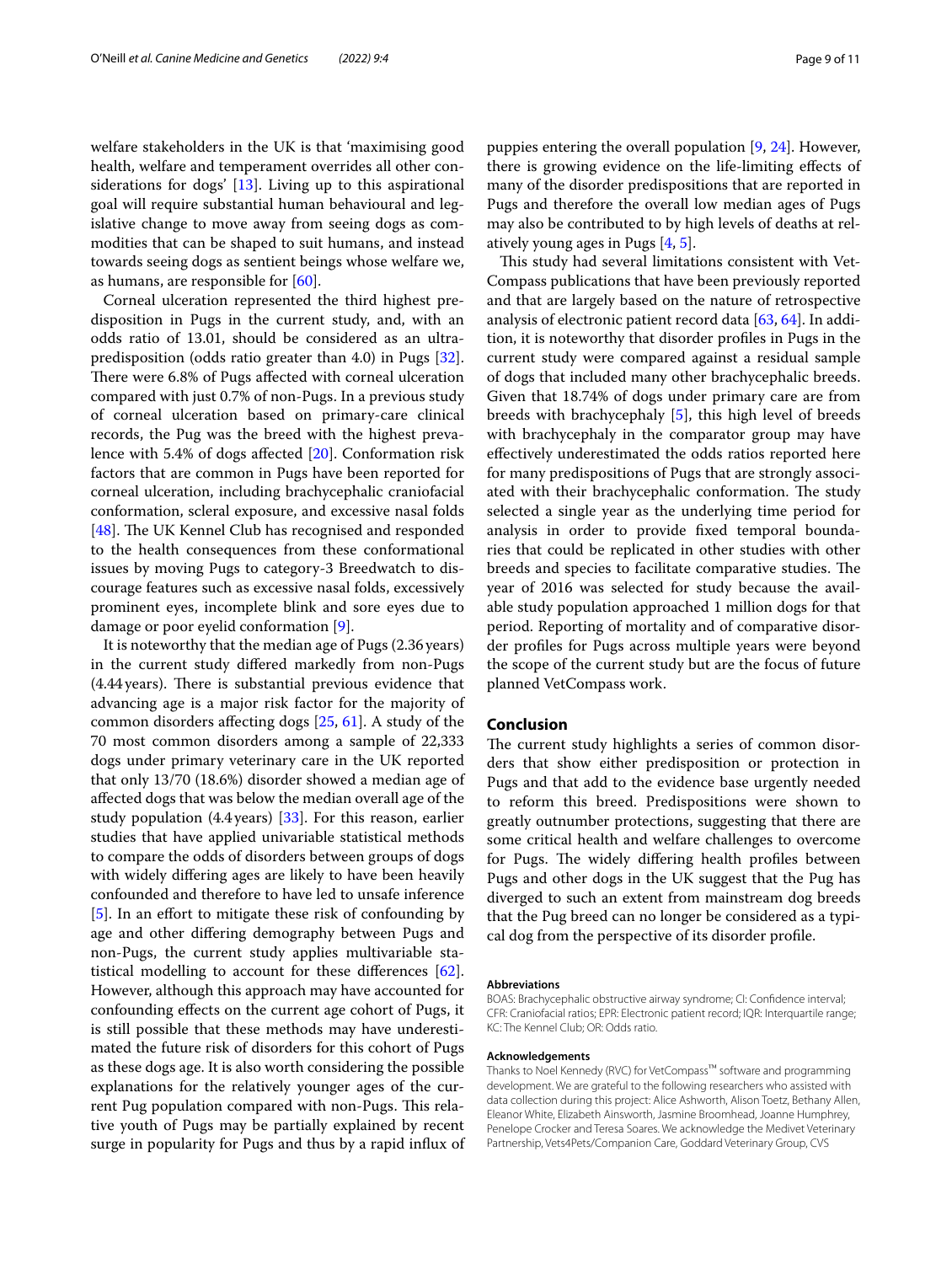welfare stakeholders in the UK is that 'maximising good health, welfare and temperament overrides all other considerations for dogs' [13]. Living up to this aspirational goal will require substantial human behavioural and legislative change to move away from seeing dogs as commodities that can be shaped to suit humans, and instead towards seeing dogs as sentient beings whose welfare we, as humans, are responsible for [60].

Corneal ulceration represented the third highest predisposition in Pugs in the current study, and, with an odds ratio of 13.01, should be considered as an ultra-predisposition (odds ratio greater than 4.0) in Pugs [32]. There were 6.8% of Pugs affected with corneal ulceration compared with just 0.7% of non-Pugs. In a previous study of corneal ulceration based on primary-care clinical records, the Pug was the breed with the highest prevalence with 5.4% of dogs affected [20]. Conformation risk factors that are common in Pugs have been reported for corneal ulceration, including brachycephalic craniofacial conformation, scleral exposure, and excessive nasal folds [48]. The UK Kennel Club has recognised and responded to the health consequences from these conformational issues by moving Pugs to category-3 Breedwatch to discourage features such as excessive nasal folds, excessively prominent eyes, incomplete blink and sore eyes due to damage or poor eyelid conformation [9].

It is noteworthy that the median age of Pugs (2.36 years) in the current study differed markedly from non-Pugs (4.44 years). There is substantial previous evidence that advancing age is a major risk factor for the majority of common disorders affecting dogs [25, 61]. A study of the 70 most common disorders among a sample of 22,333 dogs under primary veterinary care in the UK reported that only 13/70 (18.6%) disorder showed a median age of affected dogs that was below the median overall age of the study population (4.4 years) [33]. For this reason, earlier studies that have applied univariable statistical methods to compare the odds of disorders between groups of dogs with widely differing ages are likely to have been heavily confounded and therefore to have led to unsafe inference [5]. In an effort to mitigate these risk of confounding by age and other differing demography between Pugs and non-Pugs, the current study applies multivariable statistical modelling to account for these differences [62]. However, although this approach may have accounted for confounding effects on the current age cohort of Pugs, it is still possible that these methods may have underestimated the future risk of disorders for this cohort of Pugs as these dogs age. It is also worth considering the possible explanations for the relatively younger ages of the current Pug population compared with non-Pugs. This relative youth of Pugs may be partially explained by recent surge in popularity for Pugs and thus by a rapid influx of puppies entering the overall population [9, 24]. However, there is growing evidence on the life-limiting effects of many of the disorder predispositions that are reported in Pugs and therefore the overall low median ages of Pugs may also be contributed to by high levels of deaths at relatively young ages in Pugs [4, 5].

This study had several limitations consistent with VetCompass publications that have been previously reported and that are largely based on the nature of retrospective analysis of electronic patient record data [63, 64]. In addition, it is noteworthy that disorder profiles in Pugs in the current study were compared against a residual sample of dogs that included many other brachycephalic breeds. Given that 18.74% of dogs under primary care are from breeds with brachycephaly [5], this high level of breeds with brachycephaly in the comparator group may have effectively underestimated the odds ratios reported here for many predispositions of Pugs that are strongly associated with their brachycephalic conformation. The study selected a single year as the underlying time period for analysis in order to provide fixed temporal boundaries that could be replicated in other studies with other breeds and species to facilitate comparative studies. The year of 2016 was selected for study because the available study population approached 1 million dogs for that period. Reporting of mortality and of comparative disorder profiles for Pugs across multiple years were beyond the scope of the current study but are the focus of future planned VetCompass work.

## Conclusion

The current study highlights a series of common disorders that show either predisposition or protection in Pugs and that add to the evidence base urgently needed to reform this breed. Predispositions were shown to greatly outnumber protections, suggesting that there are some critical health and welfare challenges to overcome for Pugs. The widely differing health profiles between Pugs and other dogs in the UK suggest that the Pug has diverged to such an extent from mainstream dog breeds that the Pug breed can no longer be considered as a typical dog from the perspective of its disorder profile.

#### Abbreviations

BOAS: Brachycephalic obstructive airway syndrome; CI: Confidence interval; CFR: Craniofacial ratios; EPR: Electronic patient record; IQR: Interquartile range; KC: The Kennel Club; OR: Odds ratio.

#### Acknowledgements

Thanks to Noel Kennedy (RVC) for VetCompass™ software and programming development. We are grateful to the following researchers who assisted with data collection during this project: Alice Ashworth, Alison Toetz, Bethany Allen, Eleanor White, Elizabeth Ainsworth, Jasmine Broomhead, Joanne Humphrey, Penelope Crocker and Teresa Soares. We acknowledge the Medivet Veterinary Partnership, Vets4Pets/Companion Care, Goddard Veterinary Group, CVS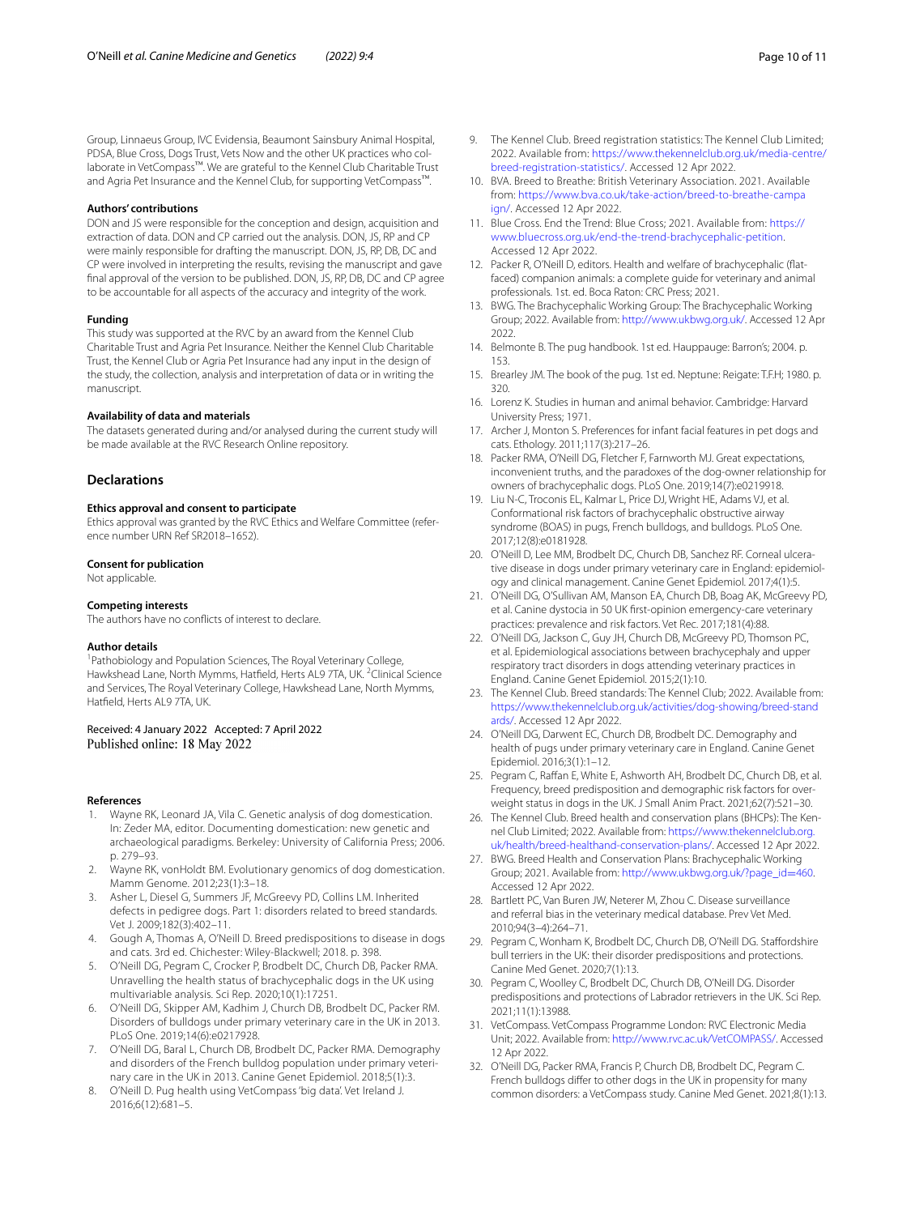Group, Linnaeus Group, IVC Evidensia, Beaumont Sainsbury Animal Hospital, PDSA, Blue Cross, Dogs Trust, Vets Now and the other UK practices who collaborate in VetCompass™. We are grateful to the Kennel Club Charitable Trust and Agria Pet Insurance and the Kennel Club, for supporting VetCompass™.

### Authors' contributions

DON and JS were responsible for the conception and design, acquisition and extraction of data. DON and CP carried out the analysis. DON, JS, RP and CP were mainly responsible for drafting the manuscript. DON, JS, RP, DB, DC and CP were involved in interpreting the results, revising the manuscript and gave final approval of the version to be published. DON, JS, RP, DB, DC and CP agree to be accountable for all aspects of the accuracy and integrity of the work.

### Funding

This study was supported at the RVC by an award from the Kennel Club Charitable Trust and Agria Pet Insurance. Neither the Kennel Club Charitable Trust, the Kennel Club or Agria Pet Insurance had any input in the design of the study, the collection, analysis and interpretation of data or in writing the manuscript.

### Availability of data and materials

The datasets generated during and/or analysed during the current study will be made available at the RVC Research Online repository.

## Declarations

### Ethics approval and consent to participate

Ethics approval was granted by the RVC Ethics and Welfare Committee (reference number URN Ref SR2018–1652).

### Consent for publication

Not applicable.

### Competing interests

The authors have no conflicts of interest to declare.

### Author details

[1]Pathobiology and Population Sciences, The Royal Veterinary College, Hawkshead Lane, North Mymms, Hatfield, Herts AL9 7TA, UK. [2]Clinical Science and Services, The Royal Veterinary College, Hawkshead Lane, North Mymms, Hatfield, Herts AL9 7TA, UK.

Received: 4 January 2022 Accepted: 7 April 2022
Published online: 18 May 2022

### References

1. Wayne RK, Leonard JA, Vila C. Genetic analysis of dog domestication. In: Zeder MA, editor. Documenting domestication: new genetic and archaeological paradigms. Berkeley: University of California Press; 2006. p. 279–93.
2. Wayne RK, vonHoldt BM. Evolutionary genomics of dog domestication. Mamm Genome. 2012;23(1):3–18.
3. Asher L, Diesel G, Summers JF, McGreevy PD, Collins LM. Inherited defects in pedigree dogs. Part 1: disorders related to breed standards. Vet J. 2009;182(3):402–11.
4. Gough A, Thomas A, O'Neill D. Breed predispositions to disease in dogs and cats. 3rd ed. Chichester: Wiley-Blackwell; 2018. p. 398.
5. O'Neill DG, Pegram C, Crocker P, Brodbelt DC, Church DB, Packer RMA. Unravelling the health status of brachycephalic dogs in the UK using multivariable analysis. Sci Rep. 2020;10(1):17251.
6. O'Neill DG, Skipper AM, Kadhim J, Church DB, Brodbelt DC, Packer RM. Disorders of bulldogs under primary veterinary care in the UK in 2013. PLoS One. 2019;14(6):e0217928.
7. O'Neill DG, Baral L, Church DB, Brodbelt DC, Packer RMA. Demography and disorders of the French bulldog population under primary veterinary care in the UK in 2013. Canine Genet Epidemiol. 2018;5(1):3.
8. O'Neill D. Pug health using VetCompass 'big data'. Vet Ireland J. 2016;6(12):681–5.
9. The Kennel Club. Breed registration statistics: The Kennel Club Limited; 2022. Available from: https://www.thekennelclub.org.uk/media-centre/breed-registration-statistics/. Accessed 12 Apr 2022.
10. BVA. Breed to Breathe: British Veterinary Association. 2021. Available from: https://www.bva.co.uk/take-action/breed-to-breathe-campaign/. Accessed 12 Apr 2022.
11. Blue Cross. End the Trend: Blue Cross; 2021. Available from: https://www.bluecross.org.uk/end-the-trend-brachycephalic-petition. Accessed 12 Apr 2022.
12. Packer R, O'Neill D, editors. Health and welfare of brachycephalic (flat-faced) companion animals: a complete guide for veterinary and animal professionals. 1st. ed. Boca Raton: CRC Press; 2021.
13. BWG. The Brachycephalic Working Group: The Brachycephalic Working Group; 2022. Available from: http://www.ukbwg.org.uk/. Accessed 12 Apr 2022.
14. Belmonte B. The pug handbook. 1st ed. Hauppauge: Barron's; 2004. p. 153.
15. Brearley JM. The book of the pug. 1st ed. Neptune: Reigate: T.F.H; 1980. p. 320.
16. Lorenz K. Studies in human and animal behavior. Cambridge: Harvard University Press; 1971.
17. Archer J, Monton S. Preferences for infant facial features in pet dogs and cats. Ethology. 2011;117(3):217–26.
18. Packer RMA, O'Neill DG, Fletcher F, Farnworth MJ. Great expectations, inconvenient truths, and the paradoxes of the dog-owner relationship for owners of brachycephalic dogs. PLoS One. 2019;14(7):e0219918.
19. Liu N-C, Troconis EL, Kalmar L, Price DJ, Wright HE, Adams VJ, et al. Conformational risk factors of brachycephalic obstructive airway syndrome (BOAS) in pugs, French bulldogs, and bulldogs. PLoS One. 2017;12(8):e0181928.
20. O'Neill D, Lee MM, Brodbelt DC, Church DB, Sanchez RF. Corneal ulcerative disease in dogs under primary veterinary care in England: epidemiology and clinical management. Canine Genet Epidemiol. 2017;4(1):5.
21. O'Neill DG, O'Sullivan AM, Manson EA, Church DB, Boag AK, McGreevy PD, et al. Canine dystocia in 50 UK first-opinion emergency-care veterinary practices: prevalence and risk factors. Vet Rec. 2017;181(4):88.
22. O'Neill DG, Jackson C, Guy JH, Church DB, McGreevy PD, Thomson PC, et al. Epidemiological associations between brachycephaly and upper respiratory tract disorders in dogs attending veterinary practices in England. Canine Genet Epidemiol. 2015;2(1):10.
23. The Kennel Club. Breed standards: The Kennel Club; 2022. Available from: https://www.thekennelclub.org.uk/activities/dog-showing/breed-standards/. Accessed 12 Apr 2022.
24. O'Neill DG, Darwent EC, Church DB, Brodbelt DC. Demography and health of pugs under primary veterinary care in England. Canine Genet Epidemiol. 2016;3(1):1–12.
25. Pegram C, Raffan E, White E, Ashworth AH, Brodbelt DC, Church DB, et al. Frequency, breed predisposition and demographic risk factors for overweight status in dogs in the UK. J Small Anim Pract. 2021;62(7):521–30.
26. The Kennel Club. Breed health and conservation plans (BHCPs): The Kennel Club Limited; 2022. Available from: https://www.thekennelclub.org.uk/health/breed-healthand-conservation-plans/. Accessed 12 Apr 2022.
27. BWG. Breed Health and Conservation Plans: Brachycephalic Working Group; 2021. Available from: http://www.ukbwg.org.uk/?page_id=460. Accessed 12 Apr 2022.
28. Bartlett PC, Van Buren JW, Neterer M, Zhou C. Disease surveillance and referral bias in the veterinary medical database. Prev Vet Med. 2010;94(3–4):264–71.
29. Pegram C, Wonham K, Brodbelt DC, Church DB, O'Neill DG. Staffordshire bull terriers in the UK: their disorder predispositions and protections. Canine Med Genet. 2020;7(1):13.
30. Pegram C, Woolley C, Brodbelt DC, Church DB, O'Neill DG. Disorder predispositions and protections of Labrador retrievers in the UK. Sci Rep. 2021;11(1):13988.
31. VetCompass. VetCompass Programme London: RVC Electronic Media Unit; 2022. Available from: http://www.rvc.ac.uk/VetCOMPASS/. Accessed 12 Apr 2022.
32. O'Neill DG, Packer RMA, Francis P, Church DB, Brodbelt DC, Pegram C. French bulldogs differ to other dogs in the UK in propensity for many common disorders: a VetCompass study. Canine Med Genet. 2021;8(1):13.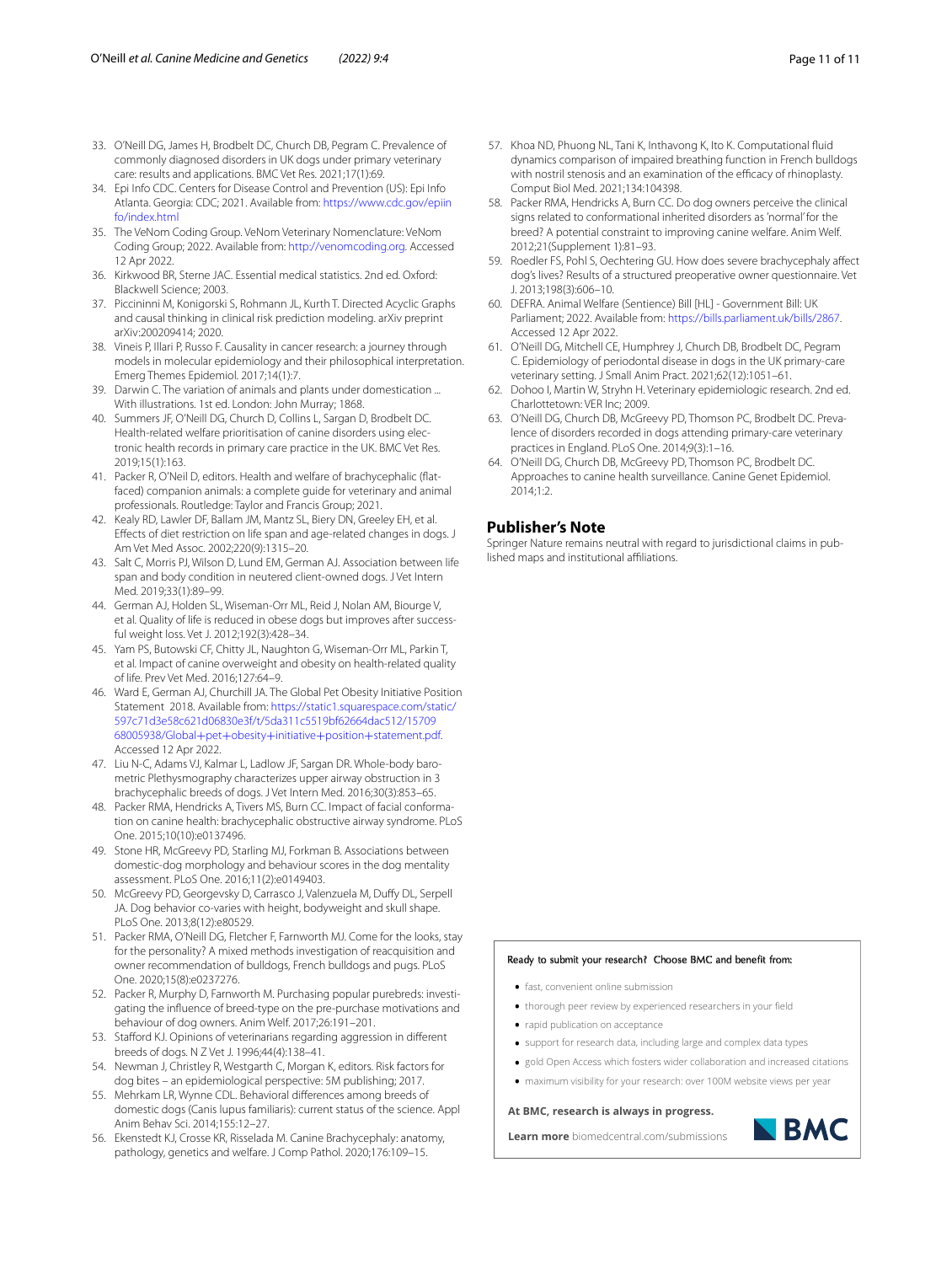33. O'Neill DG, James H, Brodbelt DC, Church DB, Pegram C. Prevalence of commonly diagnosed disorders in UK dogs under primary veterinary care: results and applications. BMC Vet Res. 2021;17(1):69.
34. Epi Info CDC. Centers for Disease Control and Prevention (US): Epi Info Atlanta. Georgia: CDC; 2021. Available from: https://www.cdc.gov/epiinfo/index.html
35. The VeNom Coding Group. VeNom Veterinary Nomenclature: VeNom Coding Group; 2022. Available from: http://venomcoding.org. Accessed 12 Apr 2022.
36. Kirkwood BR, Sterne JAC. Essential medical statistics. 2nd ed. Oxford: Blackwell Science; 2003.
37. Piccininni M, Konigorski S, Rohmann JL, Kurth T. Directed Acyclic Graphs and causal thinking in clinical risk prediction modeling. arXiv preprint arXiv:200209414; 2020.
38. Vineis P, Illari P, Russo F. Causality in cancer research: a journey through models in molecular epidemiology and their philosophical interpretation. Emerg Themes Epidemiol. 2017;14(1):7.
39. Darwin C. The variation of animals and plants under domestication ... With illustrations. 1st ed. London: John Murray; 1868.
40. Summers JF, O'Neill DG, Church D, Collins L, Sargan D, Brodbelt DC. Health-related welfare prioritisation of canine disorders using electronic health records in primary care practice in the UK. BMC Vet Res. 2019;15(1):163.
41. Packer R, O'Neil D, editors. Health and welfare of brachycephalic (flat-faced) companion animals: a complete guide for veterinary and animal professionals. Routledge: Taylor and Francis Group; 2021.
42. Kealy RD, Lawler DF, Ballam JM, Mantz SL, Biery DN, Greeley EH, et al. Effects of diet restriction on life span and age-related changes in dogs. J Am Vet Med Assoc. 2002;220(9):1315–20.
43. Salt C, Morris PJ, Wilson D, Lund EM, German AJ. Association between life span and body condition in neutered client-owned dogs. J Vet Intern Med. 2019;33(1):89–99.
44. German AJ, Holden SL, Wiseman-Orr ML, Reid J, Nolan AM, Biourge V, et al. Quality of life is reduced in obese dogs but improves after successful weight loss. Vet J. 2012;192(3):428–34.
45. Yam PS, Butowski CF, Chitty JL, Naughton G, Wiseman-Orr ML, Parkin T, et al. Impact of canine overweight and obesity on health-related quality of life. Prev Vet Med. 2016;127:64–9.
46. Ward E, German AJ, Churchill JA. The Global Pet Obesity Initiative Position Statement 2018. Available from: https://static1.squarespace.com/static/597c71d3e58c621d06830e3f/t/5da311c5519bf62664dac512/1570968005938/Global+pet+obesity+initiative+position+statement.pdf. Accessed 12 Apr 2022.
47. Liu N-C, Adams VJ, Kalmar L, Ladlow JF, Sargan DR. Whole-body barometric Plethysmography characterizes upper airway obstruction in 3 brachycephalic breeds of dogs. J Vet Intern Med. 2016;30(3):853–65.
48. Packer RMA, Hendricks A, Tivers MS, Burn CC. Impact of facial conformation on canine health: brachycephalic obstructive airway syndrome. PLoS One. 2015;10(10):e0137496.
49. Stone HR, McGreevy PD, Starling MJ, Forkman B. Associations between domestic-dog morphology and behaviour scores in the dog mentality assessment. PLoS One. 2016;11(2):e0149403.
50. McGreevy PD, Georgevsky D, Carrasco J, Valenzuela M, Duffy DL, Serpell JA. Dog behavior co-varies with height, bodyweight and skull shape. PLoS One. 2013;8(12):e80529.
51. Packer RMA, O'Neill DG, Fletcher F, Farnworth MJ. Come for the looks, stay for the personality? A mixed methods investigation of reacquisition and owner recommendation of bulldogs, French bulldogs and pugs. PLoS One. 2020;15(8):e0237276.
52. Packer RMA, Murphy D, Farnworth M. Purchasing popular purebreds: investigating the influence of breed-type on the pre-purchase motivations and behaviour of dog owners. Anim Welf. 2017;26:191–201.
53. Stafford KJ. Opinions of veterinarians regarding aggression in different breeds of dogs. N Z Vet J. 1996;44(4):138–41.
54. Newman J, Christley R, Westgarth C, Morgan K, editors. Risk factors for dog bites – an epidemiological perspective: 5M publishing; 2017.
55. Mehrkam LR, Wynne CDL. Behavioral differences among breeds of domestic dogs (Canis lupus familiaris): current status of the science. Appl Anim Behav Sci. 2014;155:12–27.
56. Ekenstedt KJ, Crosse KR, Risselada M. Canine Brachycephaly: anatomy, pathology, genetics and welfare. J Comp Pathol. 2020;176:109–15.
57. Khoa ND, Phuong NL, Tani K, Inthavong K, Ito K. Computational fluid dynamics comparison of impaired breathing function in French bulldogs with nostril stenosis and an examination of the efficacy of rhinoplasty. Comput Biol Med. 2021;134:104398.
58. Packer RMA, Hendricks A, Burn CC. Do dog owners perceive the clinical signs related to conformational inherited disorders as 'normal' for the breed? A potential constraint to improving canine welfare. Anim Welf. 2012;21(Supplement 1):81–93.
59. Roedler FS, Pohl S, Oechtering GU. How does severe brachycephaly affect dog's lives? Results of a structured preoperative owner questionnaire. Vet J. 2013;198(3):606–10.
60. DEFRA. Animal Welfare (Sentience) Bill [HL] - Government Bill: UK Parliament; 2022. Available from: https://bills.parliament.uk/bills/2867. Accessed 12 Apr 2022.
61. O'Neill DG, Mitchell CE, Humphrey J, Church DB, Brodbelt DC, Pegram C. Epidemiology of periodontal disease in dogs in the UK primary-care veterinary setting. J Small Anim Pract. 2021;62(12):1051–61.
62. Dohoo I, Martin W, Stryhn H. Veterinary epidemiologic research. 2nd ed. Charlottetown: VER Inc; 2009.
63. O'Neill DG, Church DB, McGreevy PD, Thomson PC, Brodbelt DC. Prevalence of disorders recorded in dogs attending primary-care veterinary practices in England. PLoS One. 2014;9(3):1–16.
64. O'Neill DG, Church DB, McGreevy PD, Thomson PC, Brodbelt DC. Approaches to canine health surveillance. Canine Genet Epidemiol. 2014;1:2.

## Publisher's Note

Springer Nature remains neutral with regard to jurisdictional claims in published maps and institutional affiliations.

Ready to submit your research? Choose BMC and benefit from:

- fast, convenient online submission
- thorough peer review by experienced researchers in your field
- rapid publication on acceptance
- support for research data, including large and complex data types
- gold Open Access which fosters wider collaboration and increased citations
- maximum visibility for your research: over 100M website views per year

**At BMC, research is always in progress.**

**Learn more** biomedcentral.com/submissions

BMC